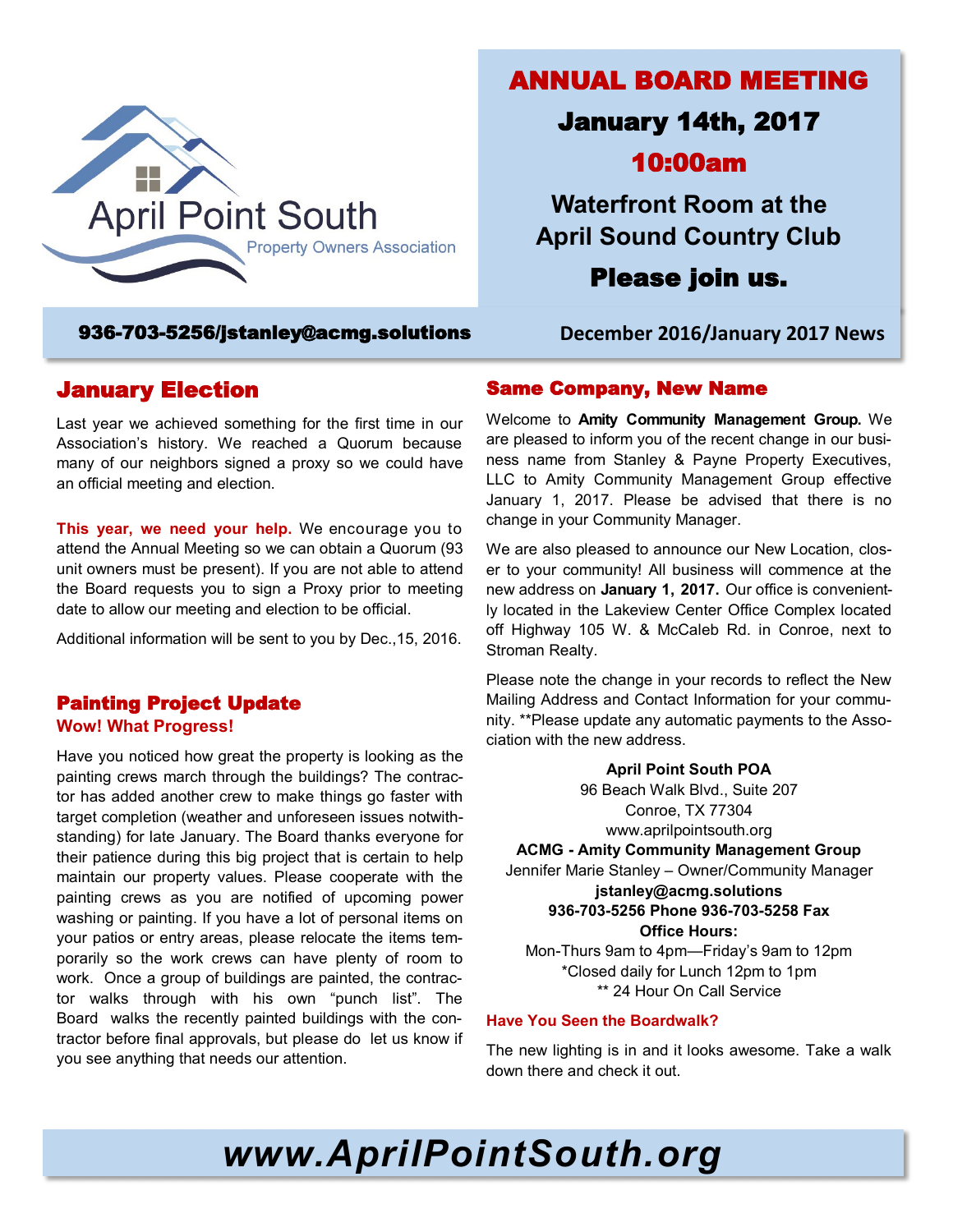April Point South

Property Owners Association

# ANNUAL BOARD MEETING

## January 14th, 2017

## 10:00am

**Waterfront Room at the April Sound Country Club**

**Please join us.**

**936-703-5256/jstanley@acmg.solutions**

**December 2016/January 2017 News**

## January Election

Last year we achieved something for the first time in our Association's history. We reached a Quorum because many of our neighbors signed a proxy so we could have an official meeting and election.

**This year, we need your help.** We encourage you to attend the Annual Meeting so we can obtain a Quorum (93 unit owners must be present). If you are not able to attend the Board requests you to sign a Proxy prior to meeting date to allow our meeting and election to be official.

Additional information will be sent to you by Dec.,15, 2016.

## Painting Project Update

**Wow! What Progress!**

Have you noticed how great the property is looking as the painting crews march through the buildings? The contractor has added another crew to make things go faster with target completion (weather and unforeseen issues notwithstanding) for late January. The Board thanks everyone for their patience during this big project that is certain to help maintain our property values. Please cooperate with the painting crews as you are notified of upcoming power washing or painting. If you have a lot of personal items on your patios or entry areas, please relocate the items temporarily so the work crews can have plenty of room to work. Once a group of buildings are painted, the contractor walks through with his own "punch list". The Board walks the recently painted buildings with the contractor before final approvals, but please do let us know if you see anything that needs our attention.

## Same Company, New Name

Welcome to **Amity Community Management Group.** We are pleased to inform you of the recent change in our business name from Stanley & Payne Property Executives, LLC to Amity Community Management Group effective January 1, 2017. Please be advised that there is no change in your Community Manager.

We are also pleased to announce our New Location, closer to your community! All business will commence at the new address on **January 1, 2017.** Our office is conveniently located in the Lakeview Center Office Complex located off Highway 105 W. & McCaleb Rd. in Conroe, next to Stroman Realty.

Please note the change in your records to reflect the New Mailing Address and Contact Information for your community. **Please update any automatic payments to the Association with the new address.

**April Point South POA**
96 Beach Walk Blvd., Suite 207
Conroe, TX 77304
www.aprilpointsouth.org
**ACMG - Amity Community Management Group**
Jennifer Marie Stanley – Owner/Community Manager
**jstanley@acmg.solutions**
**936-703-5256 Phone 936-703-5258 Fax**
**Office Hours:**
Mon-Thurs 9am to 4pm—Friday's 9am to 12pm
*Closed daily for Lunch 12pm to 1pm
** 24 Hour On Call Service

### Have You Seen the Boardwalk?

The new lighting is in and it looks awesome. Take a walk down there and check it out.

***www.AprilPointSouth.org***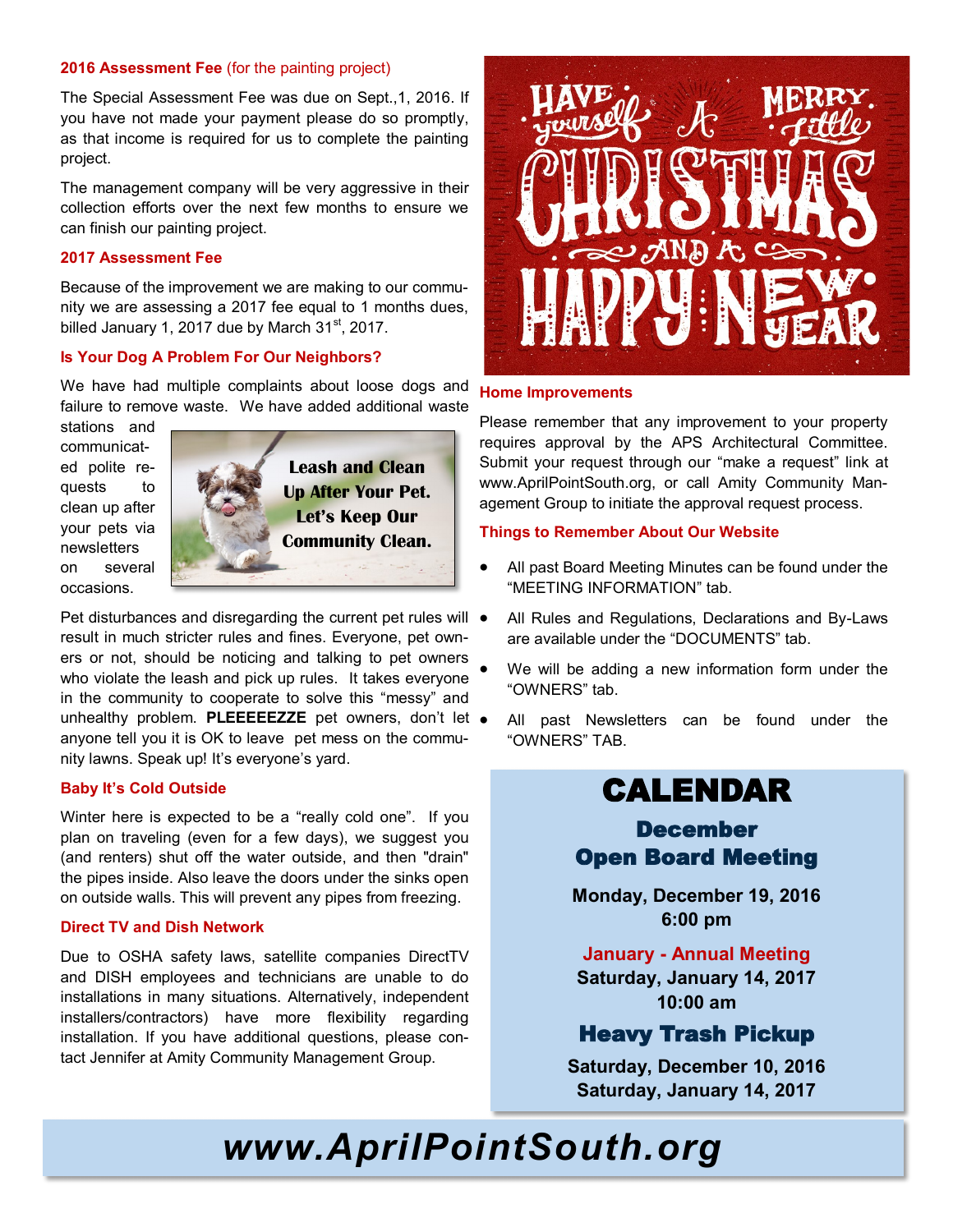### 2016 Assessment Fee (for the painting project)

The Special Assessment Fee was due on Sept.,1, 2016. If you have not made your payment please do so promptly, as that income is required for us to complete the painting project.

The management company will be very aggressive in their collection efforts over the next few months to ensure we can finish our painting project.

### 2017 Assessment Fee

Because of the improvement we are making to our community we are assessing a 2017 fee equal to 1 months dues, billed January 1, 2017 due by March 31st, 2017.

### Is Your Dog A Problem For Our Neighbors?

We have had multiple complaints about loose dogs and failure to remove waste. We have added additional waste stations and communicated polite requests to clean up after your pets via newsletters on several occasions.

**Leash and Clean Up After Your Pet. Let's Keep Our Community Clean.**

Pet disturbances and disregarding the current pet rules will result in much stricter rules and fines. Everyone, pet owners or not, should be noticing and talking to pet owners who violate the leash and pick up rules. It takes everyone in the community to cooperate to solve this "messy" and unhealthy problem. **PLEEEEEZZE** pet owners, don't let anyone tell you it is OK to leave pet mess on the community lawns. Speak up! It's everyone's yard.

### Baby It's Cold Outside

Winter here is expected to be a "really cold one". If you plan on traveling (even for a few days), we suggest you (and renters) shut off the water outside, and then "drain" the pipes inside. Also leave the doors under the sinks open on outside walls. This will prevent any pipes from freezing.

### Direct TV and Dish Network

Due to OSHA safety laws, satellite companies DirectTV and DISH employees and technicians are unable to do installations in many situations. Alternatively, independent installers/contractors) have more flexibility regarding installation. If you have additional questions, please contact Jennifer at Amity Community Management Group.

HAVE yourself A MERRY Little CHRISTMAS AND A HAPPY NEW YEAR

### Home Improvements

Please remember that any improvement to your property requires approval by the APS Architectural Committee. Submit your request through our "make a request" link at www.AprilPointSouth.org, or call Amity Community Management Group to initiate the approval request process.

### Things to Remember About Our Website

- All past Board Meeting Minutes can be found under the "MEETING INFORMATION" tab.
- All Rules and Regulations, Declarations and By-Laws are available under the "DOCUMENTS" tab.
- We will be adding a new information form under the "OWNERS" tab.
- All past Newsletters can be found under the "OWNERS" TAB.

## CALENDAR

### December Open Board Meeting

**Monday, December 19, 2016**
**6:00 pm**

### January - Annual Meeting

**Saturday, January 14, 2017**
**10:00 am**

### Heavy Trash Pickup

**Saturday, December 10, 2016**
**Saturday, January 14, 2017**

***www.AprilPointSouth.org***